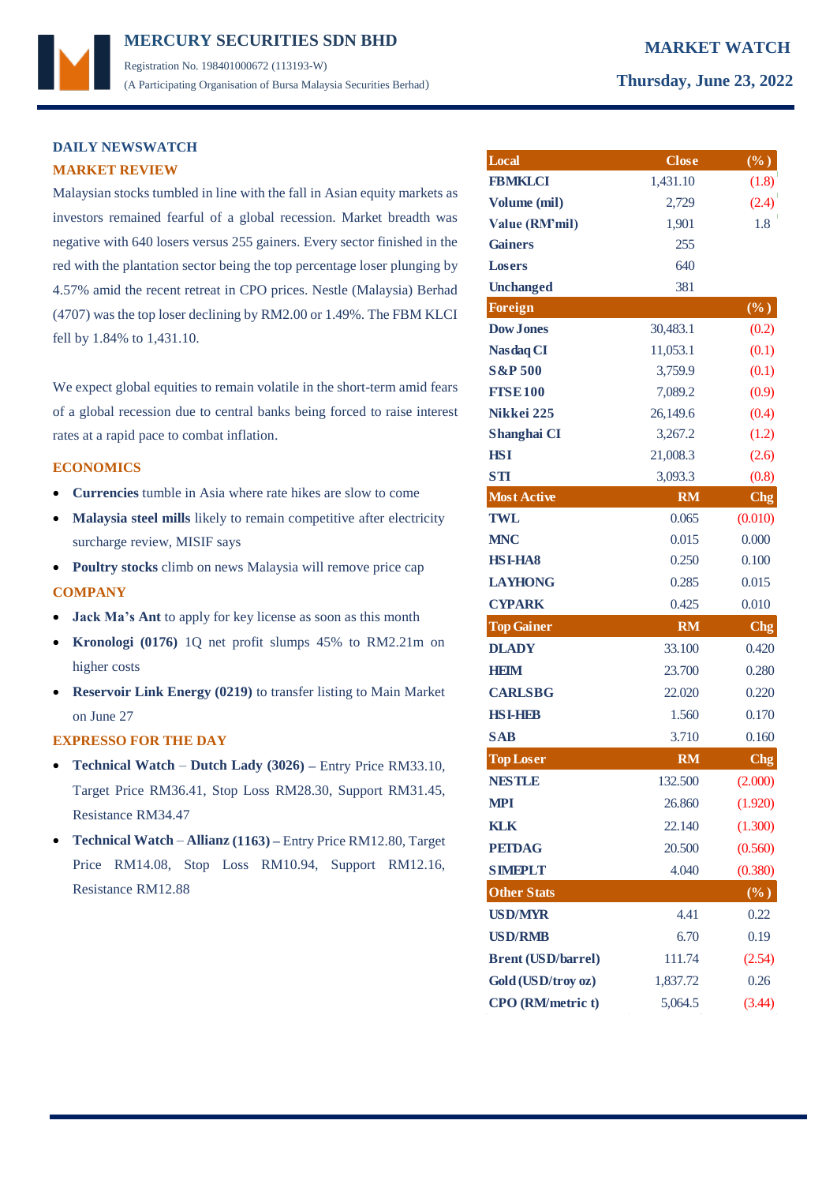# MERCURY SECURITIES SDN BHD

Registration No. 198401000672 (113193-W)

(A Participating Organisation of Bursa Malaysia Securities Berhad)

**MARKET WATCH**

**Thursday, June 23, 2022**

## DAILY NEWSWATCH

### MARKET REVIEW

Malaysian stocks tumbled in line with the fall in Asian equity markets as investors remained fearful of a global recession. Market breadth was negative with 640 losers versus 255 gainers. Every sector finished in the red with the plantation sector being the top percentage loser plunging by 4.57% amid the recent retreat in CPO prices. Nestle (Malaysia) Berhad (4707) was the top loser declining by RM2.00 or 1.49%. The FBM KLCI fell by 1.84% to 1,431.10.

We expect global equities to remain volatile in the short-term amid fears of a global recession due to central banks being forced to raise interest rates at a rapid pace to combat inflation.

### ECONOMICS

- **Currencies** tumble in Asia where rate hikes are slow to come
- **Malaysia steel mills** likely to remain competitive after electricity surcharge review, MISIF says
- **Poultry stocks** climb on news Malaysia will remove price cap

### COMPANY

- **Jack Ma's Ant** to apply for key license as soon as this month
- **Kronologi (0176)** 1Q net profit slumps 45% to RM2.21m on higher costs
- **Reservoir Link Energy (0219)** to transfer listing to Main Market on June 27

### EXPRESSO FOR THE DAY

- **Technical Watch** – **Dutch Lady (3026) –** Entry Price RM33.10, Target Price RM36.41, Stop Loss RM28.30, Support RM31.45, Resistance RM34.47
- **Technical Watch** – **Allianz (1163) –** Entry Price RM12.80, Target Price RM14.08, Stop Loss RM10.94, Support RM12.16, Resistance RM12.88

| Local | Close | (%) |
|---|---|---|
| FBMKLCI | 1,431.10 | (1.8) |
| Volume (mil) | 2,729 | (2.4) |
| Value (RM'mil) | 1,901 | 1.8 |
| Gainers | 255 | |
| Losers | 640 | |
| Unchanged | 381 | |
| **Foreign** | | **(%)** |
| Dow Jones | 30,483.1 | (0.2) |
| Nasdaq CI | 11,053.1 | (0.1) |
| S&P 500 | 3,759.9 | (0.1) |
| FTSE 100 | 7,089.2 | (0.9) |
| Nikkei 225 | 26,149.6 | (0.4) |
| Shanghai CI | 3,267.2 | (1.2) |
| HSI | 21,008.3 | (2.6) |
| STI | 3,093.3 | (0.8) |
| **Most Active** | **RM** | **Chg** |
| TWL | 0.065 | (0.010) |
| MNC | 0.015 | 0.000 |
| HSI-HA8 | 0.250 | 0.100 |
| LAYHONG | 0.285 | 0.015 |
| CYPARK | 0.425 | 0.010 |
| **Top Gainer** | **RM** | **Chg** |
| DLADY | 33.100 | 0.420 |
| HEIM | 23.700 | 0.280 |
| CARLSBG | 22.020 | 0.220 |
| HSI-HEB | 1.560 | 0.170 |
| SAB | 3.710 | 0.160 |
| **Top Loser** | **RM** | **Chg** |
| NESTLE | 132.500 | (2.000) |
| MPI | 26.860 | (1.920) |
| KLK | 22.140 | (1.300) |
| PETDAG | 20.500 | (0.560) |
| SIMEPLT | 4.040 | (0.380) |
| **Other Stats** | | **(%)** |
| USD/MYR | 4.41 | 0.22 |
| USD/RMB | 6.70 | 0.19 |
| Brent (USD/barrel) | 111.74 | (2.54) |
| Gold (USD/troy oz) | 1,837.72 | 0.26 |
| CPO (RM/metric t) | 5,064.5 | (3.44) |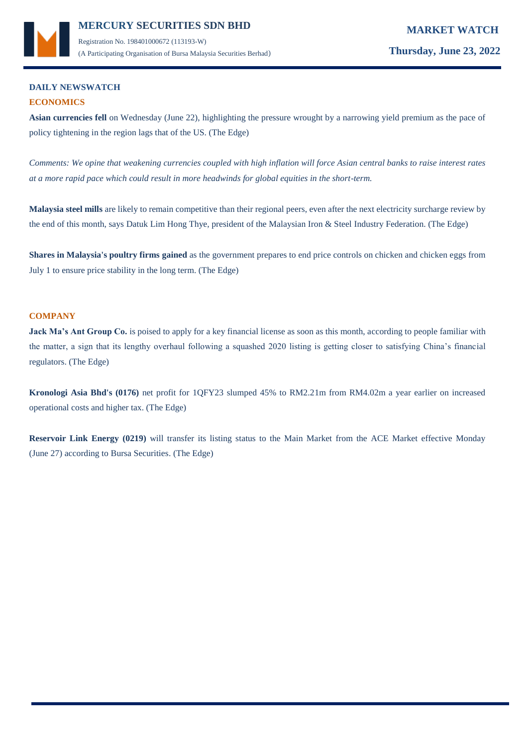## DAILY NEWSWATCH

### ECONOMICS

**Asian currencies fell** on Wednesday (June 22), highlighting the pressure wrought by a narrowing yield premium as the pace of policy tightening in the region lags that of the US. (The Edge)

*Comments: We opine that weakening currencies coupled with high inflation will force Asian central banks to raise interest rates at a more rapid pace which could result in more headwinds for global equities in the short-term.*

**Malaysia steel mills** are likely to remain competitive than their regional peers, even after the next electricity surcharge review by the end of this month, says Datuk Lim Hong Thye, president of the Malaysian Iron & Steel Industry Federation. (The Edge)

**Shares in Malaysia's poultry firms gained** as the government prepares to end price controls on chicken and chicken eggs from July 1 to ensure price stability in the long term. (The Edge)

### COMPANY

**Jack Ma's Ant Group Co.** is poised to apply for a key financial license as soon as this month, according to people familiar with the matter, a sign that its lengthy overhaul following a squashed 2020 listing is getting closer to satisfying China's financial regulators. (The Edge)

**Kronologi Asia Bhd's (0176)** net profit for 1QFY23 slumped 45% to RM2.21m from RM4.02m a year earlier on increased operational costs and higher tax. (The Edge)

**Reservoir Link Energy (0219)** will transfer its listing status to the Main Market from the ACE Market effective Monday (June 27) according to Bursa Securities. (The Edge)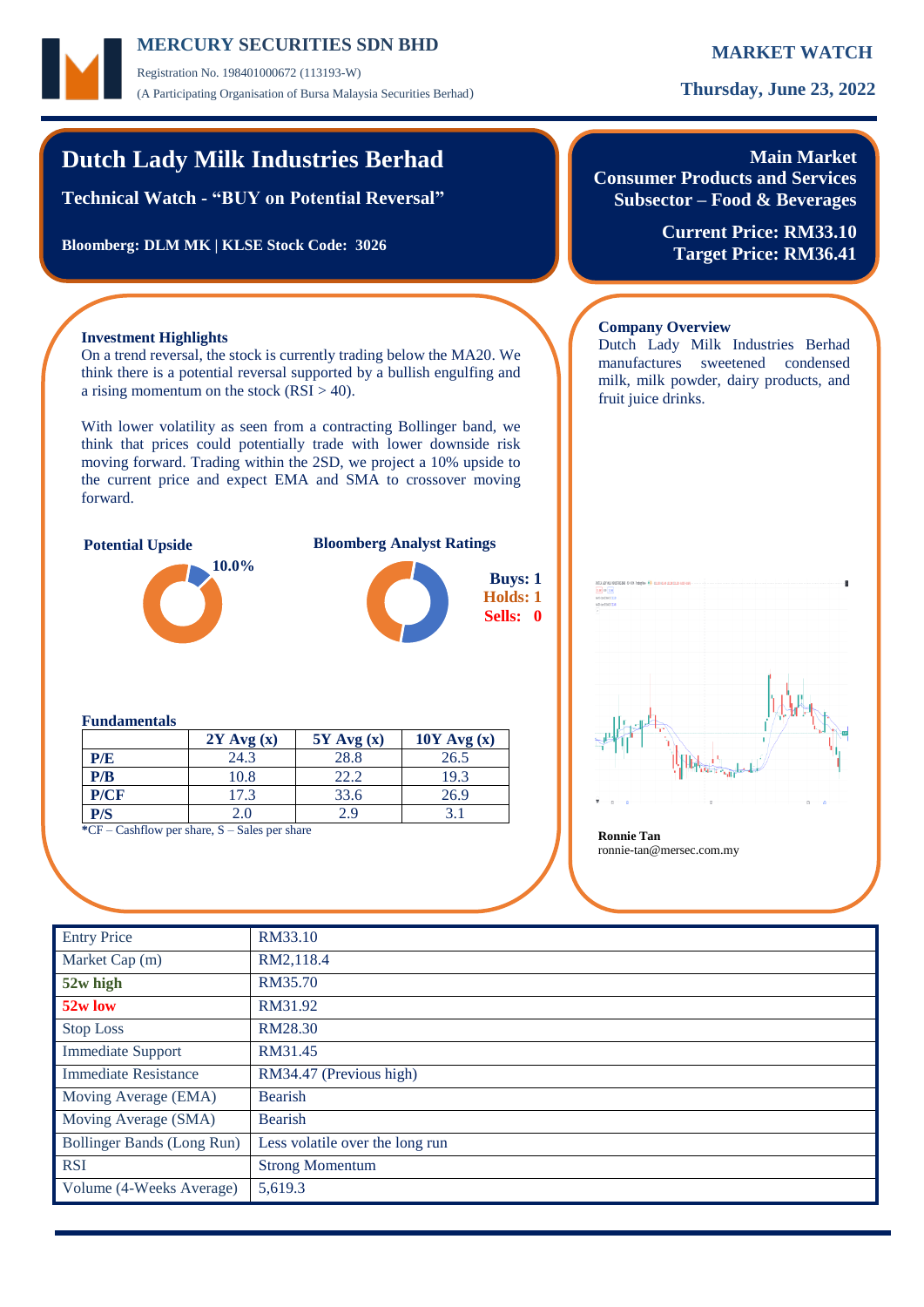# MERCURY SECURITIES SDN BHD

Registration No. 198401000672 (113193-W)

(A Participating Organisation of Bursa Malaysia Securities Berhad)

**MARKET WATCH**

**Thursday, June 23, 2022**

# Dutch Lady Milk Industries Berhad

**Technical Watch - “BUY on Potential Reversal”**

**Bloomberg: DLM MK | KLSE Stock Code: 3026**

**Main Market**
**Consumer Products and Services**
**Subsector – Food & Beverages**

**Current Price: RM33.10**
**Target Price: RM36.41**

### Investment Highlights

On a trend reversal, the stock is currently trading below the MA20. We think there is a potential reversal supported by a bullish engulfing and a rising momentum on the stock (RSI > 40).

With lower volatility as seen from a contracting Bollinger band, we think that prices could potentially trade with lower downside risk moving forward. Trading within the 2SD, we project a 10% upside to the current price and expect EMA and SMA to crossover moving forward.

**Potential Upside**

10.0%

**Bloomberg Analyst Ratings**

Buys: 1
Holds: 1
Sells: 0

### Fundamentals

| | 2Y Avg (x) | 5Y Avg (x) | 10Y Avg (x) |
|---|---|---|---|
| **P/E** | 24.3 | 28.8 | 26.5 |
| **P/B** | 10.8 | 22.2 | 19.3 |
| **P/CF** | 17.3 | 33.6 | 26.9 |
| **P/S** | 2.0 | 2.9 | 3.1 |

*CF – Cashflow per share, S – Sales per share

### Company Overview

Dutch Lady Milk Industries Berhad manufactures sweetened condensed milk, milk powder, dairy products, and fruit juice drinks.

**Ronnie Tan**
ronnie-tan@mersec.com.my

| | |
|---|---|
| Entry Price | RM33.10 |
| Market Cap (m) | RM2,118.4 |
| **52w high** | RM35.70 |
| **52w low** | RM31.92 |
| Stop Loss | RM28.30 |
| Immediate Support | RM31.45 |
| Immediate Resistance | RM34.47 (Previous high) |
| Moving Average (EMA) | Bearish |
| Moving Average (SMA) | Bearish |
| Bollinger Bands (Long Run) | Less volatile over the long run |
| RSI | Strong Momentum |
| Volume (4-Weeks Average) | 5,619.3 |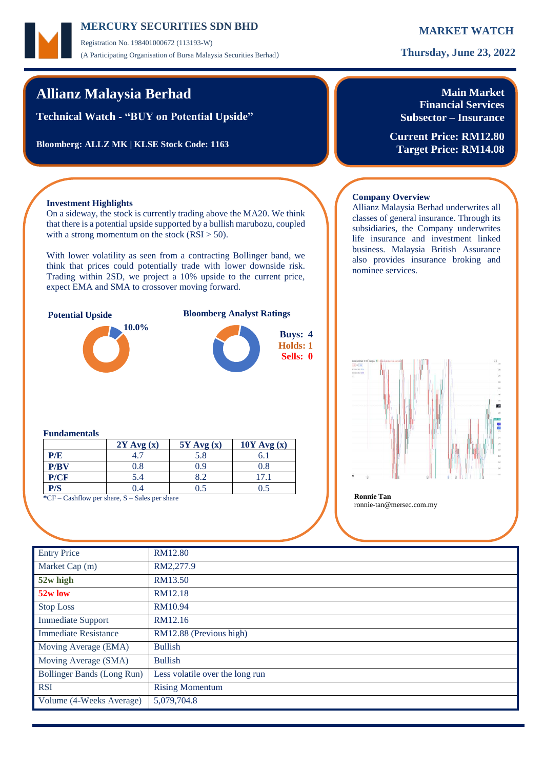# Allianz Malaysia Berhad

**Technical Watch - "BUY on Potential Upside"**

**Bloomberg: ALLZ MK | KLSE Stock Code: 1163**

**Main Market**
**Financial Services**
**Subsector – Insurance**

**Current Price: RM12.80**
**Target Price: RM14.08**

### Investment Highlights

On a sideway, the stock is currently trading above the MA20. We think that there is a potential upside supported by a bullish marubozu, coupled with a strong momentum on the stock (RSI > 50).

With lower volatility as seen from a contracting Bollinger band, we think that prices could potentially trade with lower downside risk. Trading within 2SD, we project a 10% upside to the current price, expect EMA and SMA to crossover moving forward.

**Potential Upside**

10.0%

**Bloomberg Analyst Ratings**

**Buys: 4**
**Holds: 1**
**Sells: 0**

### Fundamentals

| | 2Y Avg (x) | 5Y Avg (x) | 10Y Avg (x) |
|---|---|---|---|
| **P/E** | 4.7 | 5.8 | 6.1 |
| **P/BV** | 0.8 | 0.9 | 0.8 |
| **P/CF** | 5.4 | 8.2 | 17.1 |
| **P/S** | 0.4 | 0.5 | 0.5 |

***CF** – Cashflow per share, S – Sales per share

### Company Overview

Allianz Malaysia Berhad underwrites all classes of general insurance. Through its subsidiaries, the Company underwrites life insurance and investment linked business. Malaysia British Assurance also provides insurance broking and nominee services.

**Ronnie Tan**
ronnie-tan@mersec.com.my

| | |
|---|---|
| Entry Price | RM12.80 |
| Market Cap (m) | RM2,277.9 |
| **52w high** | RM13.50 |
| **52w low** | RM12.18 |
| Stop Loss | RM10.94 |
| Immediate Support | RM12.16 |
| Immediate Resistance | RM12.88 (Previous high) |
| Moving Average (EMA) | Bullish |
| Moving Average (SMA) | Bullish |
| Bollinger Bands (Long Run) | Less volatile over the long run |
| RSI | Rising Momentum |
| Volume (4-Weeks Average) | 5,079,704.8 |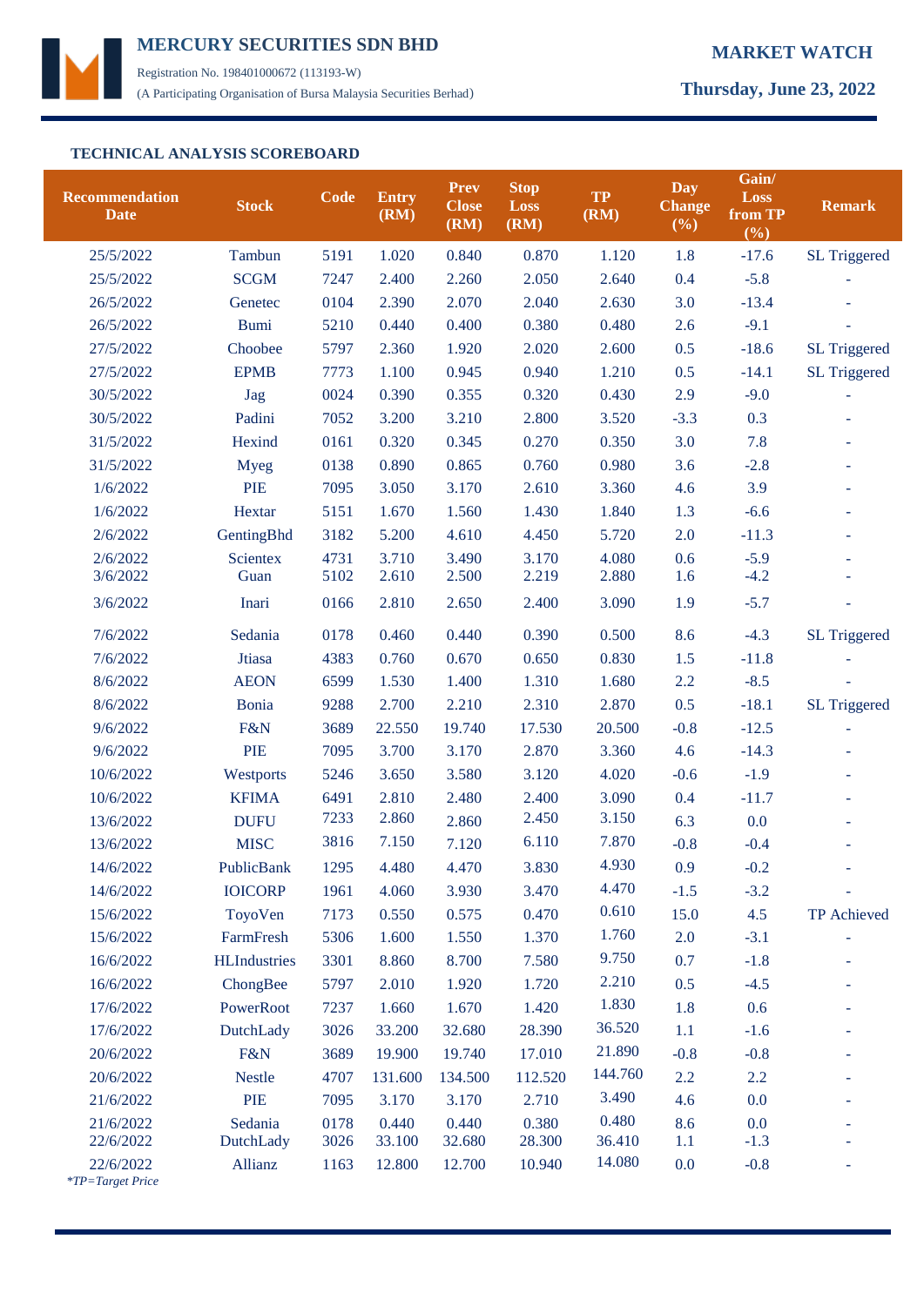MERCURY SECURITIES SDN BHD

Registration No. 198401000672 (113193-W)

(A Participating Organisation of Bursa Malaysia Securities Berhad)

**MARKET WATCH**

**Thursday, June 23, 2022**

## TECHNICAL ANALYSIS SCOREBOARD

| Recommendation Date | Stock | Code | Entry (RM) | Prev Close (RM) | Stop Loss (RM) | TP (RM) | Day Change (%) | Gain/ Loss from TP (%) | Remark |
|---|---|---|---|---|---|---|---|---|---|
| 25/5/2022 | Tambun | 5191 | 1.020 | 0.840 | 0.870 | 1.120 | 1.8 | -17.6 | SL Triggered |
| 25/5/2022 | SCGM | 7247 | 2.400 | 2.260 | 2.050 | 2.640 | 0.4 | -5.8 | - |
| 26/5/2022 | Genetec | 0104 | 2.390 | 2.070 | 2.040 | 2.630 | 3.0 | -13.4 | - |
| 26/5/2022 | Bumi | 5210 | 0.440 | 0.400 | 0.380 | 0.480 | 2.6 | -9.1 | - |
| 27/5/2022 | Choobee | 5797 | 2.360 | 1.920 | 2.020 | 2.600 | 0.5 | -18.6 | SL Triggered |
| 27/5/2022 | EPMB | 7773 | 1.100 | 0.945 | 0.940 | 1.210 | 0.5 | -14.1 | SL Triggered |
| 30/5/2022 | Jag | 0024 | 0.390 | 0.355 | 0.320 | 0.430 | 2.9 | -9.0 | - |
| 30/5/2022 | Padini | 7052 | 3.200 | 3.210 | 2.800 | 3.520 | -3.3 | 0.3 | - |
| 31/5/2022 | Hexind | 0161 | 0.320 | 0.345 | 0.270 | 0.350 | 3.0 | 7.8 | - |
| 31/5/2022 | Myeg | 0138 | 0.890 | 0.865 | 0.760 | 0.980 | 3.6 | -2.8 | - |
| 1/6/2022 | PIE | 7095 | 3.050 | 3.170 | 2.610 | 3.360 | 4.6 | 3.9 | - |
| 1/6/2022 | Hextar | 5151 | 1.670 | 1.560 | 1.430 | 1.840 | 1.3 | -6.6 | - |
| 2/6/2022 | GentingBhd | 3182 | 5.200 | 4.610 | 4.450 | 5.720 | 2.0 | -11.3 | - |
| 2/6/2022 | Scientex | 4731 | 3.710 | 3.490 | 3.170 | 4.080 | 0.6 | -5.9 | - |
| 3/6/2022 | Guan | 5102 | 2.610 | 2.500 | 2.219 | 2.880 | 1.6 | -4.2 | - |
| 3/6/2022 | Inari | 0166 | 2.810 | 2.650 | 2.400 | 3.090 | 1.9 | -5.7 | - |
| 7/6/2022 | Sedania | 0178 | 0.460 | 0.440 | 0.390 | 0.500 | 8.6 | -4.3 | SL Triggered |
| 7/6/2022 | Jtiasa | 4383 | 0.760 | 0.670 | 0.650 | 0.830 | 1.5 | -11.8 | - |
| 8/6/2022 | AEON | 6599 | 1.530 | 1.400 | 1.310 | 1.680 | 2.2 | -8.5 | - |
| 8/6/2022 | Bonia | 9288 | 2.700 | 2.210 | 2.310 | 2.870 | 0.5 | -18.1 | SL Triggered |
| 9/6/2022 | F&N | 3689 | 22.550 | 19.740 | 17.530 | 20.500 | -0.8 | -12.5 | - |
| 9/6/2022 | PIE | 7095 | 3.700 | 3.170 | 2.870 | 3.360 | 4.6 | -14.3 | - |
| 10/6/2022 | Westports | 5246 | 3.650 | 3.580 | 3.120 | 4.020 | -0.6 | -1.9 | - |
| 10/6/2022 | KFIMA | 6491 | 2.810 | 2.480 | 2.400 | 3.090 | 0.4 | -11.7 | - |
| 13/6/2022 | DUFU | 7233 | 2.860 | 2.860 | 2.450 | 3.150 | 6.3 | 0.0 | - |
| 13/6/2022 | MISC | 3816 | 7.150 | 7.120 | 6.110 | 7.870 | -0.8 | -0.4 | - |
| 14/6/2022 | PublicBank | 1295 | 4.480 | 4.470 | 3.830 | 4.930 | 0.9 | -0.2 | - |
| 14/6/2022 | IOICORP | 1961 | 4.060 | 3.930 | 3.470 | 4.470 | -1.5 | -3.2 | - |
| 15/6/2022 | ToyoVen | 7173 | 0.550 | 0.575 | 0.470 | 0.610 | 15.0 | 4.5 | TP Achieved |
| 15/6/2022 | FarmFresh | 5306 | 1.600 | 1.550 | 1.370 | 1.760 | 2.0 | -3.1 | - |
| 16/6/2022 | HLIndustries | 3301 | 8.860 | 8.700 | 7.580 | 9.750 | 0.7 | -1.8 | - |
| 16/6/2022 | ChongBee | 5797 | 2.010 | 1.920 | 1.720 | 2.210 | 0.5 | -4.5 | - |
| 17/6/2022 | PowerRoot | 7237 | 1.660 | 1.670 | 1.420 | 1.830 | 1.8 | 0.6 | - |
| 17/6/2022 | DutchLady | 3026 | 33.200 | 32.680 | 28.390 | 36.520 | 1.1 | -1.6 | - |
| 20/6/2022 | F&N | 3689 | 19.900 | 19.740 | 17.010 | 21.890 | -0.8 | -0.8 | - |
| 20/6/2022 | Nestle | 4707 | 131.600 | 134.500 | 112.520 | 144.760 | 2.2 | 2.2 | - |
| 21/6/2022 | PIE | 7095 | 3.170 | 3.170 | 2.710 | 3.490 | 4.6 | 0.0 | - |
| 21/6/2022 | Sedania | 0178 | 0.440 | 0.440 | 0.380 | 0.480 | 8.6 | 0.0 | - |
| 22/6/2022 | DutchLady | 3026 | 33.100 | 32.680 | 28.300 | 36.410 | 1.1 | -1.3 | - |
| 22/6/2022 | Allianz | 1163 | 12.800 | 12.700 | 10.940 | 14.080 | 0.0 | -0.8 | - |

**TP=Target Price*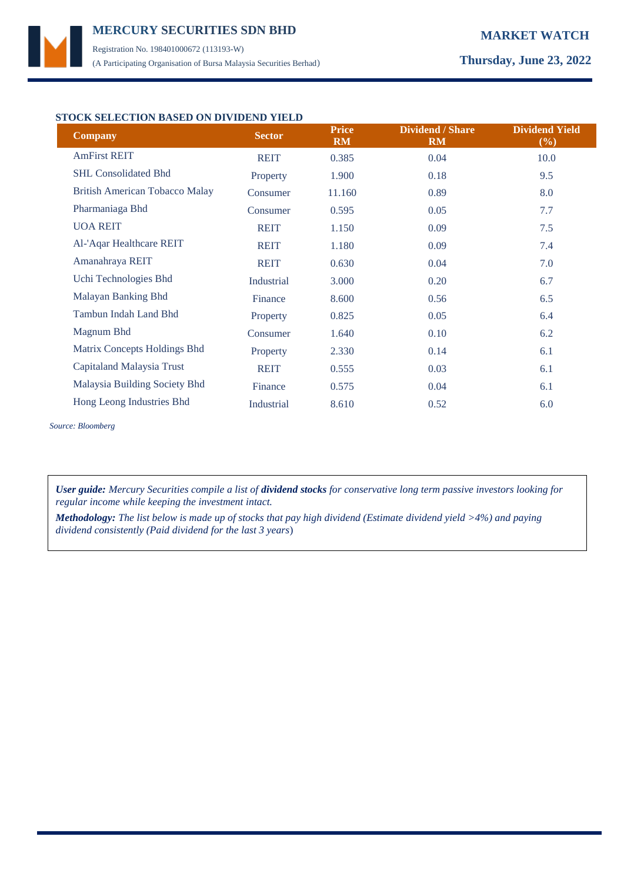## STOCK SELECTION BASED ON DIVIDEND YIELD

| Company | Sector | Price RM | Dividend / Share RM | Dividend Yield (%) |
|---|---|---|---|---|
| AmFirst REIT | REIT | 0.385 | 0.04 | 10.0 |
| SHL Consolidated Bhd | Property | 1.900 | 0.18 | 9.5 |
| British American Tobacco Malay | Consumer | 11.160 | 0.89 | 8.0 |
| Pharmaniaga Bhd | Consumer | 0.595 | 0.05 | 7.7 |
| UOA REIT | REIT | 1.150 | 0.09 | 7.5 |
| Al-'Aqar Healthcare REIT | REIT | 1.180 | 0.09 | 7.4 |
| Amanahraya REIT | REIT | 0.630 | 0.04 | 7.0 |
| Uchi Technologies Bhd | Industrial | 3.000 | 0.20 | 6.7 |
| Malayan Banking Bhd | Finance | 8.600 | 0.56 | 6.5 |
| Tambun Indah Land Bhd | Property | 0.825 | 0.05 | 6.4 |
| Magnum Bhd | Consumer | 1.640 | 0.10 | 6.2 |
| Matrix Concepts Holdings Bhd | Property | 2.330 | 0.14 | 6.1 |
| Capitaland Malaysia Trust | REIT | 0.555 | 0.03 | 6.1 |
| Malaysia Building Society Bhd | Finance | 0.575 | 0.04 | 6.1 |
| Hong Leong Industries Bhd | Industrial | 8.610 | 0.52 | 6.0 |

*Source: Bloomberg*

***User guide:*** *Mercury Securities compile a list of* ***dividend stocks*** *for conservative long term passive investors looking for regular income while keeping the investment intact.*

***Methodology:*** *The list below is made up of stocks that pay high dividend (Estimate dividend yield >4%) and paying dividend consistently (Paid dividend for the last 3 years)*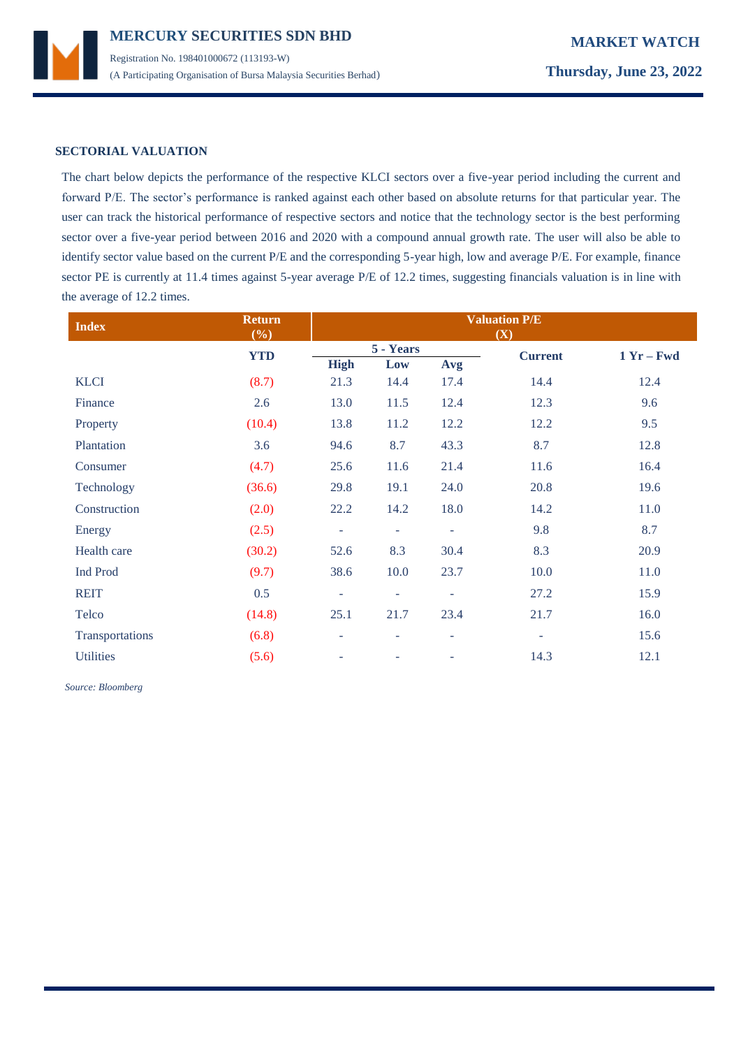## SECTORIAL VALUATION

The chart below depicts the performance of the respective KLCI sectors over a five-year period including the current and forward P/E. The sector's performance is ranked against each other based on absolute returns for that particular year. The user can track the historical performance of respective sectors and notice that the technology sector is the best performing sector over a five-year period between 2016 and 2020 with a compound annual growth rate. The user will also be able to identify sector value based on the current P/E and the corresponding 5-year high, low and average P/E. For example, finance sector PE is currently at 11.4 times against 5-year average P/E of 12.2 times, suggesting financials valuation is in line with the average of 12.2 times.

| Index | Return (%) | Valuation P/E (X) | | | | |
|---|---|---|---|---|---|---|
| | YTD | 5 - Years | | | Current | 1 Yr – Fwd |
| | | High | Low | Avg | | |
| KLCI | (8.7) | 21.3 | 14.4 | 17.4 | 14.4 | 12.4 |
| Finance | 2.6 | 13.0 | 11.5 | 12.4 | 12.3 | 9.6 |
| Property | (10.4) | 13.8 | 11.2 | 12.2 | 12.2 | 9.5 |
| Plantation | 3.6 | 94.6 | 8.7 | 43.3 | 8.7 | 12.8 |
| Consumer | (4.7) | 25.6 | 11.6 | 21.4 | 11.6 | 16.4 |
| Technology | (36.6) | 29.8 | 19.1 | 24.0 | 20.8 | 19.6 |
| Construction | (2.0) | 22.2 | 14.2 | 18.0 | 14.2 | 11.0 |
| Energy | (2.5) | - | - | - | 9.8 | 8.7 |
| Health care | (30.2) | 52.6 | 8.3 | 30.4 | 8.3 | 20.9 |
| Ind Prod | (9.7) | 38.6 | 10.0 | 23.7 | 10.0 | 11.0 |
| REIT | 0.5 | - | - | - | 27.2 | 15.9 |
| Telco | (14.8) | 25.1 | 21.7 | 23.4 | 21.7 | 16.0 |
| Transportations | (6.8) | - | - | - | - | 15.6 |
| Utilities | (5.6) | - | - | - | 14.3 | 12.1 |

*Source: Bloomberg*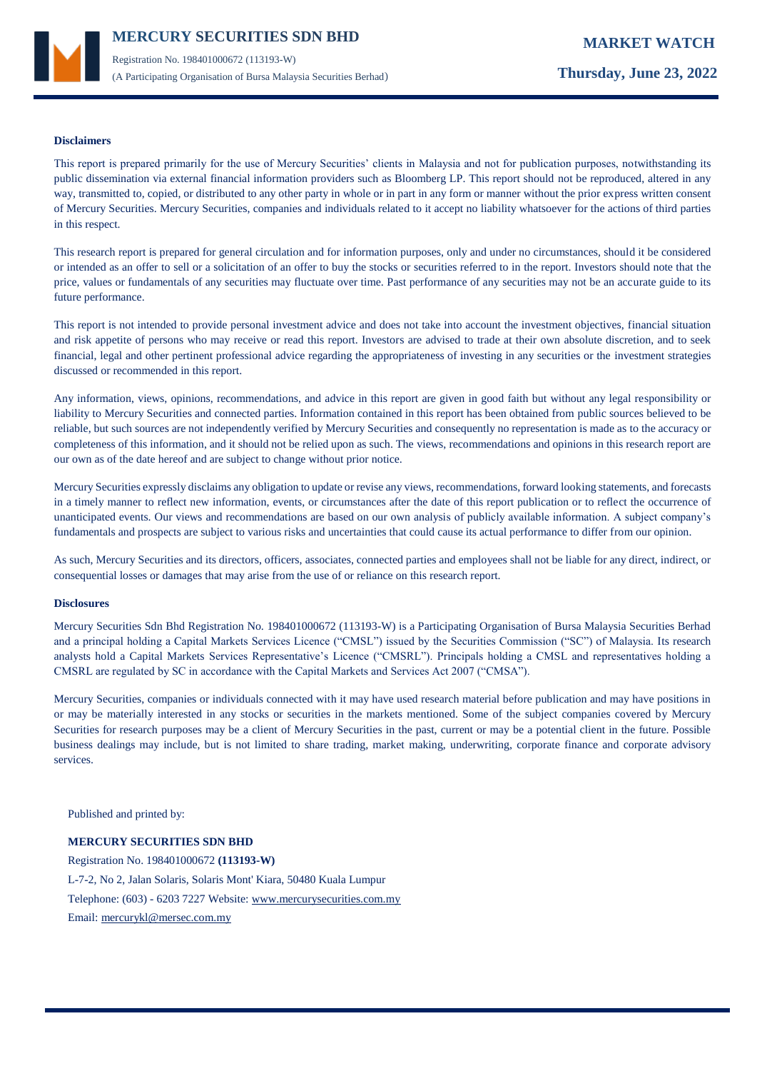**Disclaimers**

This report is prepared primarily for the use of Mercury Securities' clients in Malaysia and not for publication purposes, notwithstanding its public dissemination via external financial information providers such as Bloomberg LP. This report should not be reproduced, altered in any way, transmitted to, copied, or distributed to any other party in whole or in part in any form or manner without the prior express written consent of Mercury Securities. Mercury Securities, companies and individuals related to it accept no liability whatsoever for the actions of third parties in this respect.

This research report is prepared for general circulation and for information purposes, only and under no circumstances, should it be considered or intended as an offer to sell or a solicitation of an offer to buy the stocks or securities referred to in the report. Investors should note that the price, values or fundamentals of any securities may fluctuate over time. Past performance of any securities may not be an accurate guide to its future performance.

This report is not intended to provide personal investment advice and does not take into account the investment objectives, financial situation and risk appetite of persons who may receive or read this report. Investors are advised to trade at their own absolute discretion, and to seek financial, legal and other pertinent professional advice regarding the appropriateness of investing in any securities or the investment strategies discussed or recommended in this report.

Any information, views, opinions, recommendations, and advice in this report are given in good faith but without any legal responsibility or liability to Mercury Securities and connected parties. Information contained in this report has been obtained from public sources believed to be reliable, but such sources are not independently verified by Mercury Securities and consequently no representation is made as to the accuracy or completeness of this information, and it should not be relied upon as such. The views, recommendations and opinions in this research report are our own as of the date hereof and are subject to change without prior notice.

Mercury Securities expressly disclaims any obligation to update or revise any views, recommendations, forward looking statements, and forecasts in a timely manner to reflect new information, events, or circumstances after the date of this report publication or to reflect the occurrence of unanticipated events. Our views and recommendations are based on our own analysis of publicly available information. A subject company's fundamentals and prospects are subject to various risks and uncertainties that could cause its actual performance to differ from our opinion.

As such, Mercury Securities and its directors, officers, associates, connected parties and employees shall not be liable for any direct, indirect, or consequential losses or damages that may arise from the use of or reliance on this research report.

**Disclosures**

Mercury Securities Sdn Bhd Registration No. 198401000672 (113193-W) is a Participating Organisation of Bursa Malaysia Securities Berhad and a principal holding a Capital Markets Services Licence ("CMSL") issued by the Securities Commission ("SC") of Malaysia. Its research analysts hold a Capital Markets Services Representative's Licence ("CMSRL"). Principals holding a CMSL and representatives holding a CMSRL are regulated by SC in accordance with the Capital Markets and Services Act 2007 ("CMSA").

Mercury Securities, companies or individuals connected with it may have used research material before publication and may have positions in or may be materially interested in any stocks or securities in the markets mentioned. Some of the subject companies covered by Mercury Securities for research purposes may be a client of Mercury Securities in the past, current or may be a potential client in the future. Possible business dealings may include, but is not limited to share trading, market making, underwriting, corporate finance and corporate advisory services.

Published and printed by:

**MERCURY SECURITIES SDN BHD**
Registration No. 198401000672 **(113193-W)**
L-7-2, No 2, Jalan Solaris, Solaris Mont' Kiara, 50480 Kuala Lumpur
Telephone: (603) - 6203 7227 Website: www.mercurysecurities.com.my
Email: mercurykl@mersec.com.my